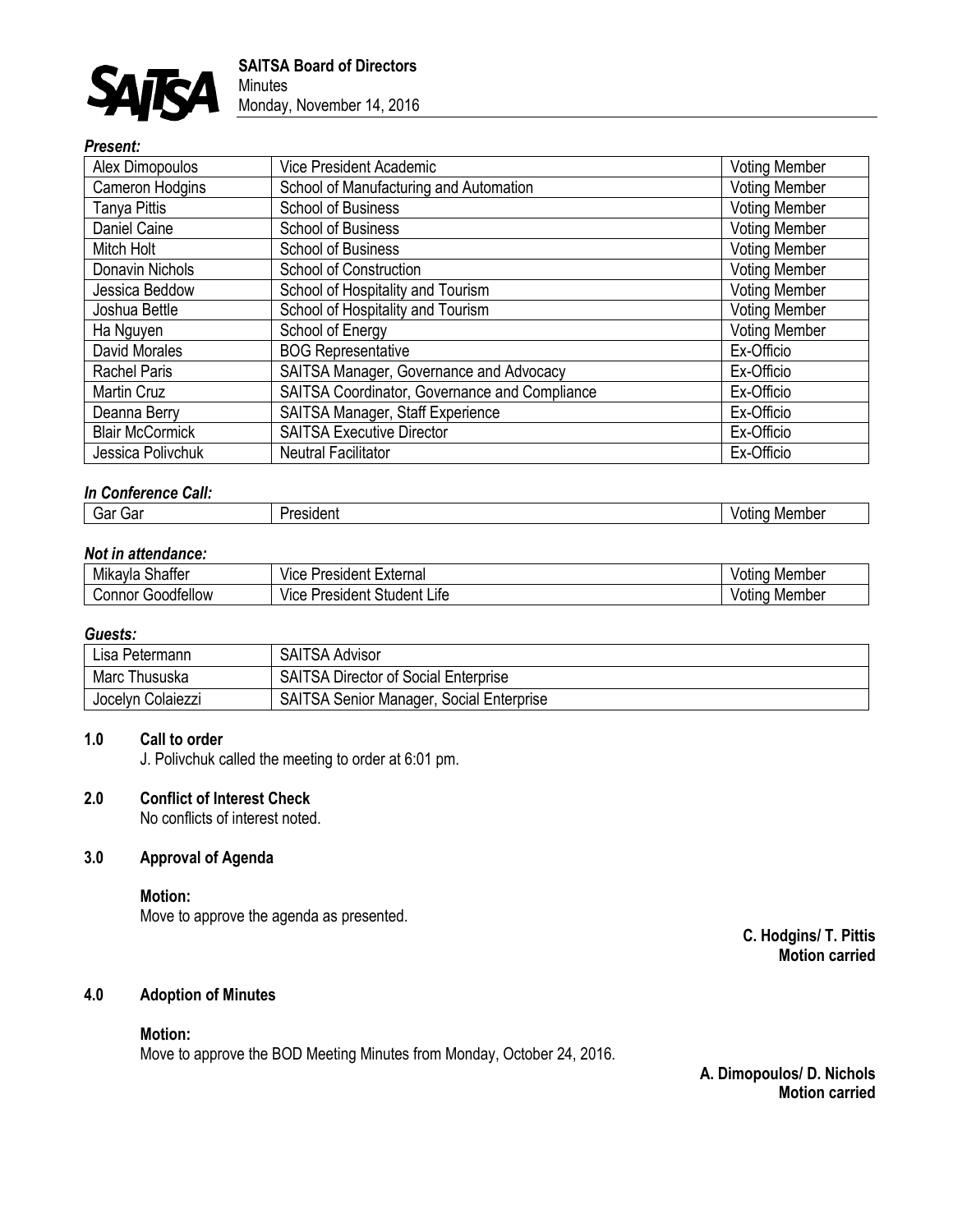**SAITSA Board of Directors**
Minutes
Monday, November 14, 2016

***Present:***

| | | |
|---|---|---|
| Alex Dimopoulos | Vice President Academic | Voting Member |
| Cameron Hodgins | School of Manufacturing and Automation | Voting Member |
| Tanya Pittis | School of Business | Voting Member |
| Daniel Caine | School of Business | Voting Member |
| Mitch Holt | School of Business | Voting Member |
| Donavin Nichols | School of Construction | Voting Member |
| Jessica Beddow | School of Hospitality and Tourism | Voting Member |
| Joshua Bettle | School of Hospitality and Tourism | Voting Member |
| Ha Nguyen | School of Energy | Voting Member |
| David Morales | BOG Representative | Ex-Officio |
| Rachel Paris | SAITSA Manager, Governance and Advocacy | Ex-Officio |
| Martin Cruz | SAITSA Coordinator, Governance and Compliance | Ex-Officio |
| Deanna Berry | SAITSA Manager, Staff Experience | Ex-Officio |
| Blair McCormick | SAITSA Executive Director | Ex-Officio |
| Jessica Polivchuk | Neutral Facilitator | Ex-Officio |

***In Conference Call:***

| | | |
|---|---|---|
| Gar Gar | President | Voting Member |

***Not in attendance:***

| | | |
|---|---|---|
| Mikayla Shaffer | Vice President External | Voting Member |
| Connor Goodfellow | Vice President Student Life | Voting Member |

***Guests:***

| | |
|---|---|
| Lisa Petermann | SAITSA Advisor |
| Marc Thususka | SAITSA Director of Social Enterprise |
| Jocelyn Colaiezzi | SAITSA Senior Manager, Social Enterprise |

**1.0 Call to order**

J. Polivchuk called the meeting to order at 6:01 pm.

**2.0 Conflict of Interest Check**

No conflicts of interest noted.

**3.0 Approval of Agenda**

**Motion:**
Move to approve the agenda as presented.

**C. Hodgins/ T. Pittis**
**Motion carried**

**4.0 Adoption of Minutes**

**Motion:**
Move to approve the BOD Meeting Minutes from Monday, October 24, 2016.

**A. Dimopoulos/ D. Nichols**
**Motion carried**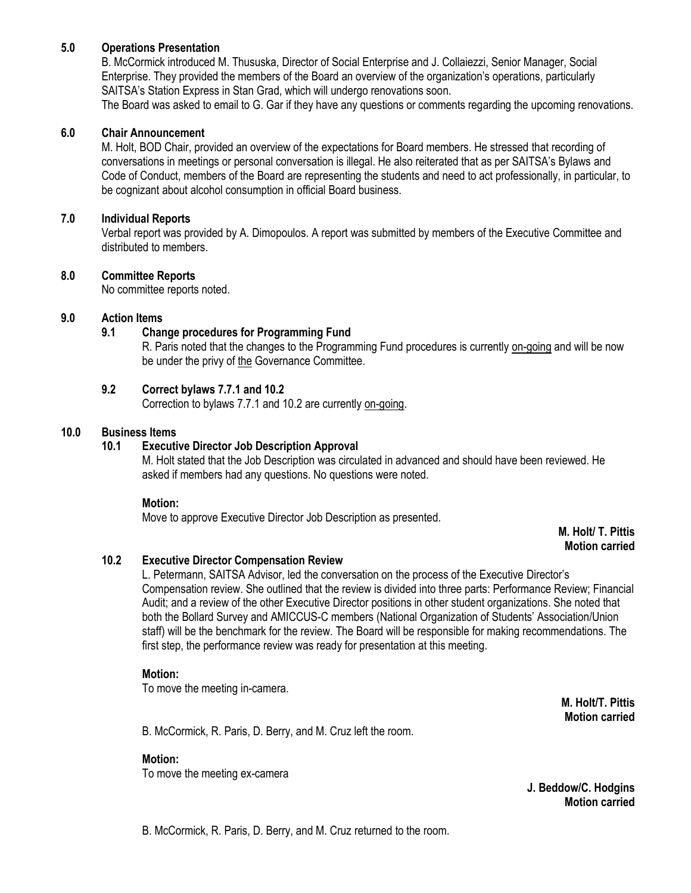## 5.0 Operations Presentation

B. McCormick introduced M. Thususka, Director of Social Enterprise and J. Collaiezzi, Senior Manager, Social Enterprise. They provided the members of the Board an overview of the organization's operations, particularly SAITSA's Station Express in Stan Grad, which will undergo renovations soon.
The Board was asked to email to G. Gar if they have any questions or comments regarding the upcoming renovations.

## 6.0 Chair Announcement

M. Holt, BOD Chair, provided an overview of the expectations for Board members. He stressed that recording of conversations in meetings or personal conversation is illegal. He also reiterated that as per SAITSA's Bylaws and Code of Conduct, members of the Board are representing the students and need to act professionally, in particular, to be cognizant about alcohol consumption in official Board business.

## 7.0 Individual Reports

Verbal report was provided by A. Dimopoulos. A report was submitted by members of the Executive Committee and distributed to members.

## 8.0 Committee Reports

No committee reports noted.

## 9.0 Action Items

### 9.1 Change procedures for Programming Fund

R. Paris noted that the changes to the Programming Fund procedures is currently <u>on-going</u> and will be now be under the privy of <u>the</u> Governance Committee.

### 9.2 Correct bylaws 7.7.1 and 10.2

Correction to bylaws 7.7.1 and 10.2 are currently <u>on-going</u>.

## 10.0 Business Items

### 10.1 Executive Director Job Description Approval

M. Holt stated that the Job Description was circulated in advanced and should have been reviewed. He asked if members had any questions. No questions were noted.

**Motion:**
Move to approve Executive Director Job Description as presented.

**M. Holt/ T. Pittis**
**Motion carried**

### 10.2 Executive Director Compensation Review

L. Petermann, SAITSA Advisor, led the conversation on the process of the Executive Director's Compensation review. She outlined that the review is divided into three parts: Performance Review; Financial Audit; and a review of the other Executive Director positions in other student organizations. She noted that both the Bollard Survey and AMICCUS-C members (National Organization of Students' Association/Union staff) will be the benchmark for the review. The Board will be responsible for making recommendations. The first step, the performance review was ready for presentation at this meeting.

**Motion:**
To move the meeting in-camera.

**M. Holt/T. Pittis**
**Motion carried**

B. McCormick, R. Paris, D. Berry, and M. Cruz left the room.

**Motion:**
To move the meeting ex-camera

**J. Beddow/C. Hodgins**
**Motion carried**

B. McCormick, R. Paris, D. Berry, and M. Cruz returned to the room.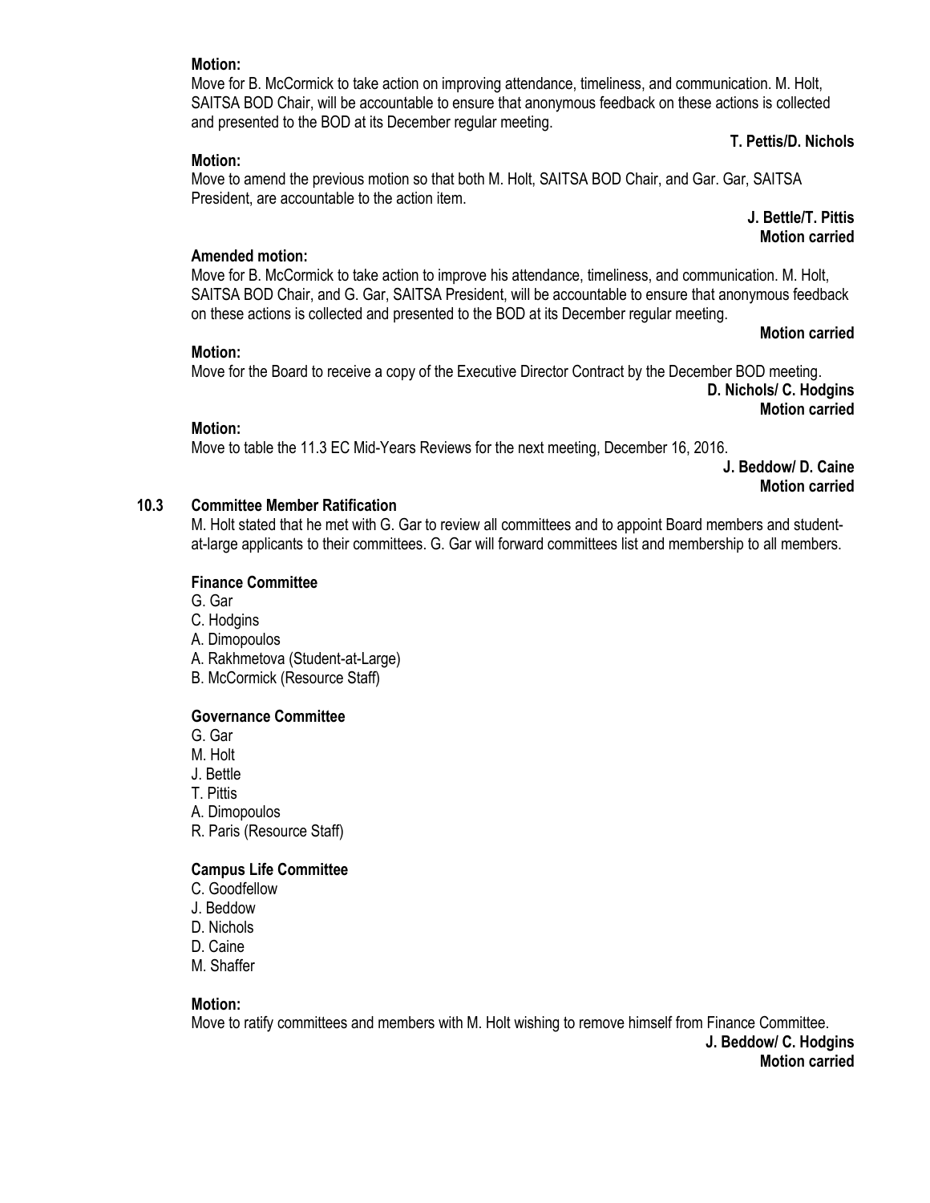**Motion:**

Move for B. McCormick to take action on improving attendance, timeliness, and communication. M. Holt, SAITSA BOD Chair, will be accountable to ensure that anonymous feedback on these actions is collected and presented to the BOD at its December regular meeting.

**T. Pettis/D. Nichols**

**Motion:**

Move to amend the previous motion so that both M. Holt, SAITSA BOD Chair, and Gar. Gar, SAITSA President, are accountable to the action item.

**J. Bettle/T. Pittis**
**Motion carried**

**Amended motion:**

Move for B. McCormick to take action to improve his attendance, timeliness, and communication. M. Holt, SAITSA BOD Chair, and G. Gar, SAITSA President, will be accountable to ensure that anonymous feedback on these actions is collected and presented to the BOD at its December regular meeting.

**Motion carried**

**Motion:**

Move for the Board to receive a copy of the Executive Director Contract by the December BOD meeting.

**D. Nichols/ C. Hodgins**
**Motion carried**

**Motion:**

Move to table the 11.3 EC Mid-Years Reviews for the next meeting, December 16, 2016.

**J. Beddow/ D. Caine**
**Motion carried**

### 10.3 Committee Member Ratification

M. Holt stated that he met with G. Gar to review all committees and to appoint Board members and student-at-large applicants to their committees. G. Gar will forward committees list and membership to all members.

**Finance Committee**

G. Gar
C. Hodgins
A. Dimopoulos
A. Rakhmetova (Student-at-Large)
B. McCormick (Resource Staff)

**Governance Committee**

G. Gar
M. Holt
J. Bettle
T. Pittis
A. Dimopoulos
R. Paris (Resource Staff)

**Campus Life Committee**

C. Goodfellow
J. Beddow
D. Nichols
D. Caine
M. Shaffer

**Motion:**

Move to ratify committees and members with M. Holt wishing to remove himself from Finance Committee.

**J. Beddow/ C. Hodgins**
**Motion carried**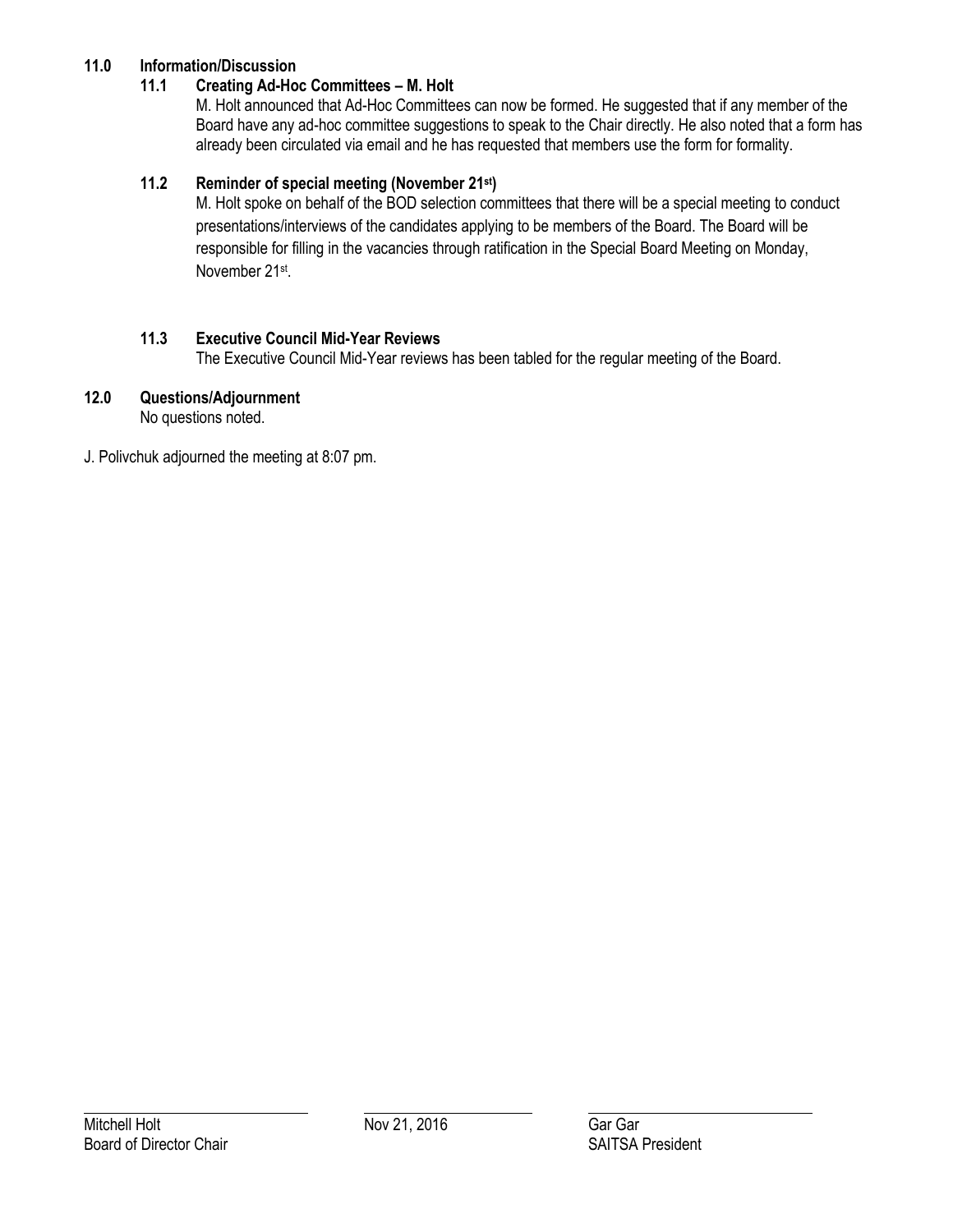## 11.0 Information/Discussion

### 11.1 Creating Ad-Hoc Committees – M. Holt

M. Holt announced that Ad-Hoc Committees can now be formed. He suggested that if any member of the Board have any ad-hoc committee suggestions to speak to the Chair directly. He also noted that a form has already been circulated via email and he has requested that members use the form for formality.

### 11.2 Reminder of special meeting (November 21st)

M. Holt spoke on behalf of the BOD selection committees that there will be a special meeting to conduct presentations/interviews of the candidates applying to be members of the Board. The Board will be responsible for filling in the vacancies through ratification in the Special Board Meeting on Monday, November 21st.

### 11.3 Executive Council Mid-Year Reviews

The Executive Council Mid-Year reviews has been tabled for the regular meeting of the Board.

## 12.0 Questions/Adjournment

No questions noted.

J. Polivchuk adjourned the meeting at 8:07 pm.

| | | |
|---|---|---|
| Mitchell Holt<br>Board of Director Chair | Nov 21, 2016 | Gar Gar<br>SAITSA President |